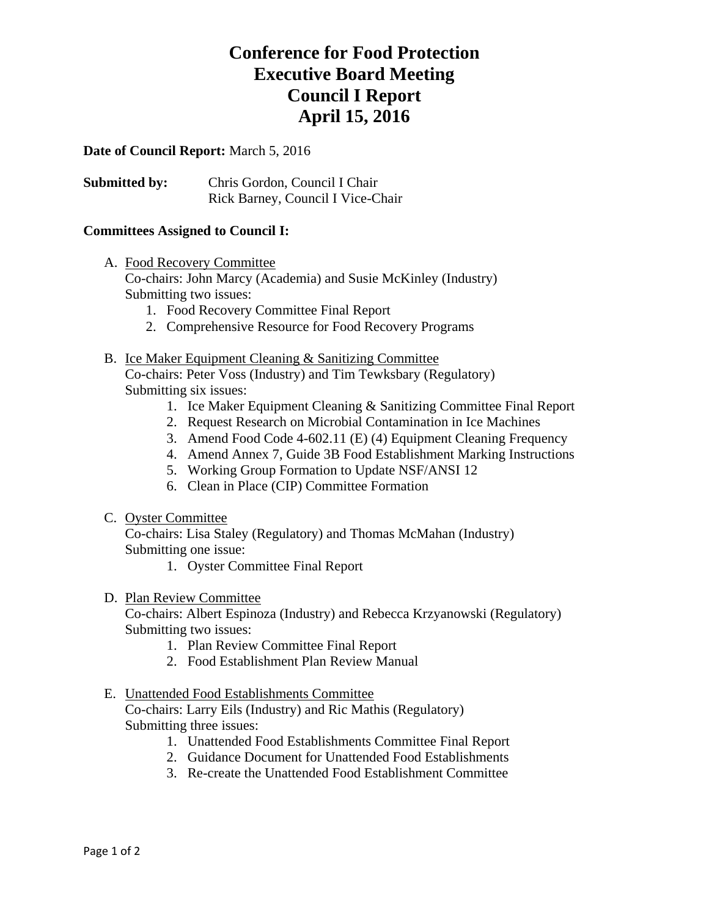# Conference for Food Protection
# Executive Board Meeting
# Council I Report
# April 15, 2016

**Date of Council Report:** March 5, 2016

**Submitted by:** Chris Gordon, Council I Chair
Rick Barney, Council I Vice-Chair

**Committees Assigned to Council I:**

A. Food Recovery Committee
   Co-chairs: John Marcy (Academia) and Susie McKinley (Industry)
   Submitting two issues:
   1. Food Recovery Committee Final Report
   2. Comprehensive Resource for Food Recovery Programs

B. Ice Maker Equipment Cleaning & Sanitizing Committee
   Co-chairs: Peter Voss (Industry) and Tim Tewksbary (Regulatory)
   Submitting six issues:
   1. Ice Maker Equipment Cleaning & Sanitizing Committee Final Report
   2. Request Research on Microbial Contamination in Ice Machines
   3. Amend Food Code 4-602.11 (E) (4) Equipment Cleaning Frequency
   4. Amend Annex 7, Guide 3B Food Establishment Marking Instructions
   5. Working Group Formation to Update NSF/ANSI 12
   6. Clean in Place (CIP) Committee Formation

C. Oyster Committee
   Co-chairs: Lisa Staley (Regulatory) and Thomas McMahan (Industry)
   Submitting one issue:
   1. Oyster Committee Final Report

D. Plan Review Committee
   Co-chairs: Albert Espinoza (Industry) and Rebecca Krzyanowski (Regulatory)
   Submitting two issues:
   1. Plan Review Committee Final Report
   2. Food Establishment Plan Review Manual

E. Unattended Food Establishments Committee
   Co-chairs: Larry Eils (Industry) and Ric Mathis (Regulatory)
   Submitting three issues:
   1. Unattended Food Establishments Committee Final Report
   2. Guidance Document for Unattended Food Establishments
   3. Re-create the Unattended Food Establishment Committee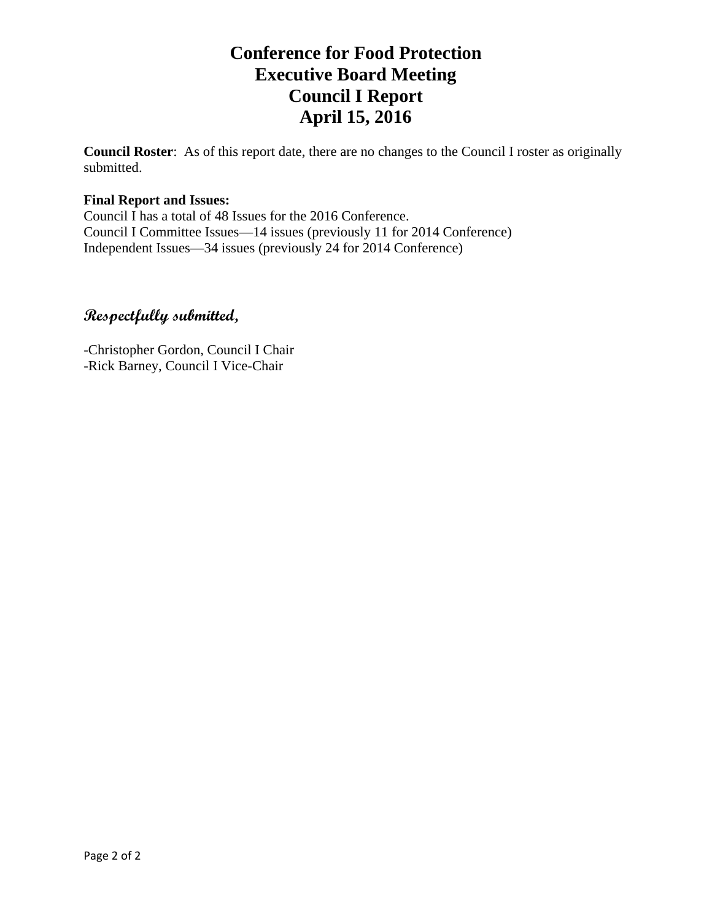# Conference for Food Protection
# Executive Board Meeting
# Council I Report
# April 15, 2016

**Council Roster**: As of this report date, there are no changes to the Council I roster as originally submitted.

**Final Report and Issues:**
Council I has a total of 48 Issues for the 2016 Conference.
Council I Committee Issues—14 issues (previously 11 for 2014 Conference)
Independent Issues—34 issues (previously 24 for 2014 Conference)

***Respectfully submitted,***

-Christopher Gordon, Council I Chair
-Rick Barney, Council I Vice-Chair